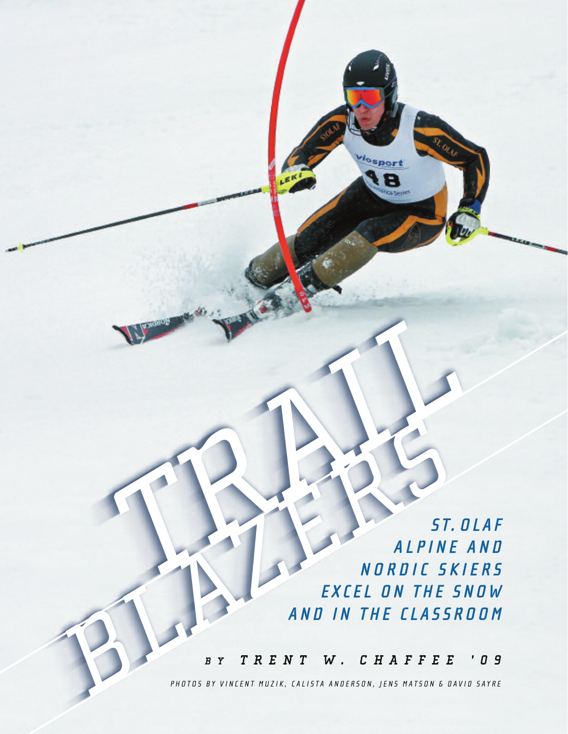# TRAIL BLAZERS

## ST. OLAF ALPINE AND NORDIC SKIERS EXCEL ON THE SNOW AND IN THE CLASSROOM

*BY TRENT W. CHAFFEE '09*

*PHOTOS BY VINCENT MUZIK, CALISTA ANDERSON, JENS MATSON & DAVID SAYRE*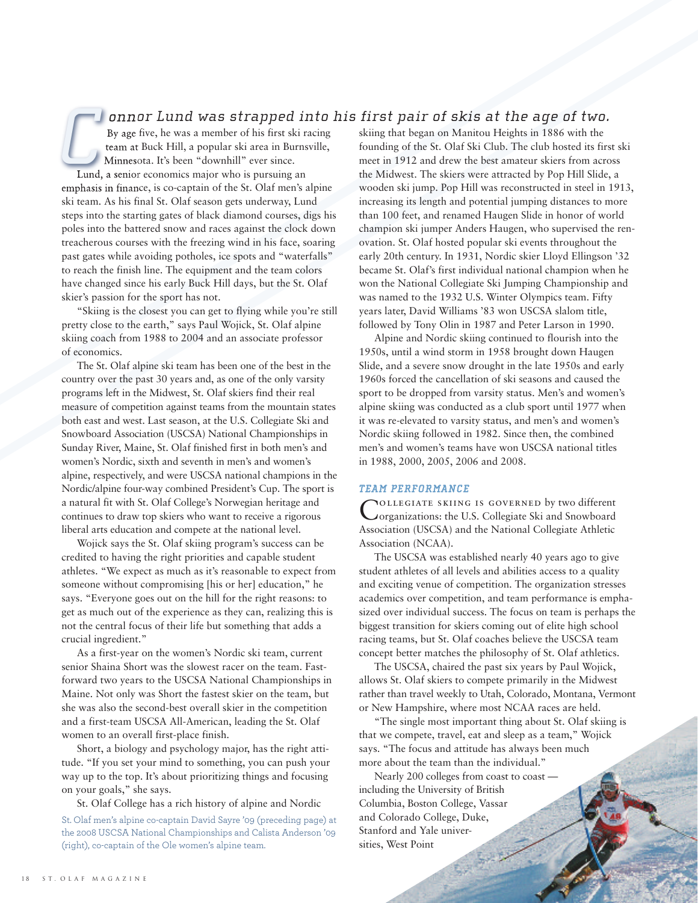*Connor Lund was strapped into his first pair of skis at the age of two.* By age five, he was a member of his first ski racing team at Buck Hill, a popular ski area in Burnsville, Minnesota. It's been "downhill" ever since.

Lund, a senior economics major who is pursuing an emphasis in finance, is co-captain of the St. Olaf men's alpine ski team. As his final St. Olaf season gets underway, Lund steps into the starting gates of black diamond courses, digs his poles into the battered snow and races against the clock down treacherous courses with the freezing wind in his face, soaring past gates while avoiding potholes, ice spots and "waterfalls" to reach the finish line. The equipment and the team colors have changed since his early Buck Hill days, but the St. Olaf skier's passion for the sport has not.

"Skiing is the closest you can get to flying while you're still pretty close to the earth," says Paul Wojick, St. Olaf alpine skiing coach from 1988 to 2004 and an associate professor of economics.

The St. Olaf alpine ski team has been one of the best in the country over the past 30 years and, as one of the only varsity programs left in the Midwest, St. Olaf skiers find their real measure of competition against teams from the mountain states both east and west. Last season, at the U.S. Collegiate Ski and Snowboard Association (USCSA) National Championships in Sunday River, Maine, St. Olaf finished first in both men's and women's Nordic, sixth and seventh in men's and women's alpine, respectively, and were USCSA national champions in the Nordic/alpine four-way combined President's Cup. The sport is a natural fit with St. Olaf College's Norwegian heritage and continues to draw top skiers who want to receive a rigorous liberal arts education and compete at the national level.

Wojick says the St. Olaf skiing program's success can be credited to having the right priorities and capable student athletes. "We expect as much as it's reasonable to expect from someone without compromising [his or her] education," he says. "Everyone goes out on the hill for the right reasons: to get as much out of the experience as they can, realizing this is not the central focus of their life but something that adds a crucial ingredient."

As a first-year on the women's Nordic ski team, current senior Shaina Short was the slowest racer on the team. Fast-forward two years to the USCSA National Championships in Maine. Not only was Short the fastest skier on the team, but she was also the second-best overall skier in the competition and a first-team USCSA All-American, leading the St. Olaf women to an overall first-place finish.

Short, a biology and psychology major, has the right attitude. "If you set your mind to something, you can push your way up to the top. It's about prioritizing things and focusing on your goals," she says.

St. Olaf College has a rich history of alpine and Nordic skiing that began on Manitou Heights in 1886 with the founding of the St. Olaf Ski Club. The club hosted its first ski meet in 1912 and drew the best amateur skiers from across the Midwest. The skiers were attracted by Pop Hill Slide, a wooden ski jump. Pop Hill was reconstructed in steel in 1913, increasing its length and potential jumping distances to more than 100 feet, and renamed Haugen Slide in honor of world champion ski jumper Anders Haugen, who supervised the renovation. St. Olaf hosted popular ski events throughout the early 20th century. In 1931, Nordic skier Lloyd Ellingson '32 became St. Olaf's first individual national champion when he won the National Collegiate Ski Jumping Championship and was named to the 1932 U.S. Winter Olympics team. Fifty years later, David Williams '83 won USCSA slalom title, followed by Tony Olin in 1987 and Peter Larson in 1990.

Alpine and Nordic skiing continued to flourish into the 1950s, until a wind storm in 1958 brought down Haugen Slide, and a severe snow drought in the late 1950s and early 1960s forced the cancellation of ski seasons and caused the sport to be dropped from varsity status. Men's and women's alpine skiing was conducted as a club sport until 1977 when it was re-elevated to varsity status, and men's and women's Nordic skiing followed in 1982. Since then, the combined men's and women's teams have won USCSA national titles in 1988, 2000, 2005, 2006 and 2008.

St. Olaf men's alpine co-captain David Sayre '09 (preceding page) at the 2008 USCSA National Championships and Calista Anderson '09 (right), co-captain of the Ole women's alpine team.

## TEAM PERFORMANCE

Collegiate skiing is governed by two different organizations: the U.S. Collegiate Ski and Snowboard Association (USCSA) and the National Collegiate Athletic Association (NCAA).

The USCSA was established nearly 40 years ago to give student athletes of all levels and abilities access to a quality and exciting venue of competition. The organization stresses academics over competition, and team performance is emphasized over individual success. The focus on team is perhaps the biggest transition for skiers coming out of elite high school racing teams, but St. Olaf coaches believe the USCSA team concept better matches the philosophy of St. Olaf athletics.

The USCSA, chaired the past six years by Paul Wojick, allows St. Olaf skiers to compete primarily in the Midwest rather than travel weekly to Utah, Colorado, Montana, Vermont or New Hampshire, where most NCAA races are held.

"The single most important thing about St. Olaf skiing is that we compete, travel, eat and sleep as a team," Wojick says. "The focus and attitude has always been much more about the team than the individual."

Nearly 200 colleges from coast to coast — including the University of British Columbia, Boston College, Vassar and Colorado College, Duke, Stanford and Yale universities, West Point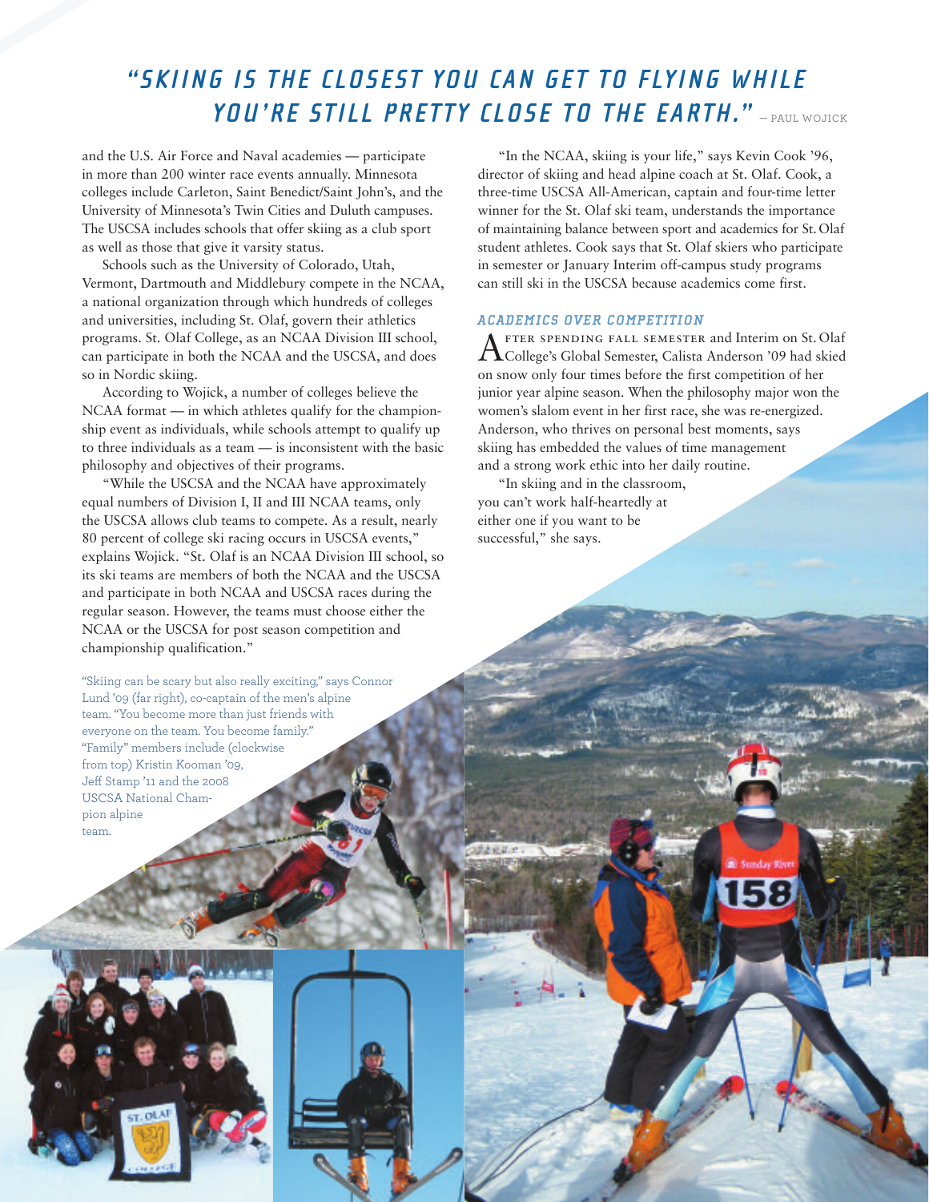# "Skiing is the closest you can get to flying while you're still pretty close to the earth." — Paul Wojick

and the U.S. Air Force and Naval academies — participate in more than 200 winter race events annually. Minnesota colleges include Carleton, Saint Benedict/Saint John's, and the University of Minnesota's Twin Cities and Duluth campuses. The USCSA includes schools that offer skiing as a club sport as well as those that give it varsity status.

Schools such as the University of Colorado, Utah, Vermont, Dartmouth and Middlebury compete in the NCAA, a national organization through which hundreds of colleges and universities, including St. Olaf, govern their athletics programs. St. Olaf College, as an NCAA Division III school, can participate in both the NCAA and the USCSA, and does so in Nordic skiing.

According to Wojick, a number of colleges believe the NCAA format — in which athletes qualify for the championship event as individuals, while schools attempt to qualify up to three individuals as a team — is inconsistent with the basic philosophy and objectives of their programs.

"While the USCSA and the NCAA have approximately equal numbers of Division I, II and III NCAA teams, only the USCSA allows club teams to compete. As a result, nearly 80 percent of college ski racing occurs in USCSA events," explains Wojick. "St. Olaf is an NCAA Division III school, so its ski teams are members of both the NCAA and the USCSA and participate in both NCAA and USCSA races during the regular season. However, the teams must choose either the NCAA or the USCSA for post season competition and championship qualification."

"In the NCAA, skiing is your life," says Kevin Cook '96, director of skiing and head alpine coach at St. Olaf. Cook, a three-time USCSA All-American, captain and four-time letter winner for the St. Olaf ski team, understands the importance of maintaining balance between sport and academics for St. Olaf student athletes. Cook says that St. Olaf skiers who participate in semester or January Interim off-campus study programs can still ski in the USCSA because academics come first.

### Academics over competition

After spending fall semester and Interim on St. Olaf College's Global Semester, Calista Anderson '09 had skied on snow only four times before the first competition of her junior year alpine season. When the philosophy major won the women's slalom event in her first race, she was re-energized. Anderson, who thrives on personal best moments, says skiing has embedded the values of time management and a strong work ethic into her daily routine.

"In skiing and in the classroom, you can't work half-heartedly at either one if you want to be successful," she says.

"Skiing can be scary but also really exciting," says Connor Lund '09 (far right), co-captain of the men's alpine team. "You become more than just friends with everyone on the team. You become family." "Family" members include (clockwise from top) Kristin Kooman '09, Jeff Stamp '11 and the 2008 USCSA National Champion alpine team.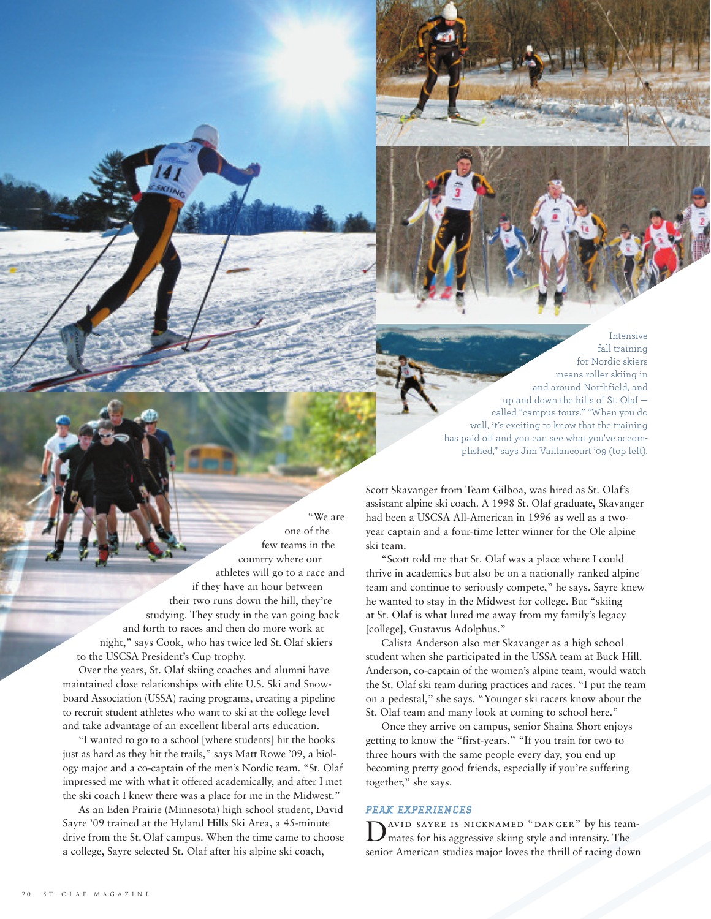Intensive fall training for Nordic skiers means roller skiing in and around Northfield, and up and down the hills of St. Olaf — called "campus tours." "When you do well, it's exciting to know that the training has paid off and you can see what you've accomplished," says Jim Vaillancourt '09 (top left).

"We are one of the few teams in the country where our athletes will go to a race and if they have an hour between their two runs down the hill, they're studying. They study in the van going back and forth to races and then do more work at night," says Cook, who has twice led St. Olaf skiers to the USCSA President's Cup trophy.

Over the years, St. Olaf skiing coaches and alumni have maintained close relationships with elite U.S. Ski and Snowboard Association (USSA) racing programs, creating a pipeline to recruit student athletes who want to ski at the college level and take advantage of an excellent liberal arts education.

"I wanted to go to a school [where students] hit the books just as hard as they hit the trails," says Matt Rowe '09, a biology major and a co-captain of the men's Nordic team. "St. Olaf impressed me with what it offered academically, and after I met the ski coach I knew there was a place for me in the Midwest."

As an Eden Prairie (Minnesota) high school student, David Sayre '09 trained at the Hyland Hills Ski Area, a 45-minute drive from the St. Olaf campus. When the time came to choose a college, Sayre selected St. Olaf after his alpine ski coach, Scott Skavanger from Team Gilboa, was hired as St. Olaf's assistant alpine ski coach. A 1998 St. Olaf graduate, Skavanger had been a USCSA All-American in 1996 as well as a two-year captain and a four-time letter winner for the Ole alpine ski team.

"Scott told me that St. Olaf was a place where I could thrive in academics but also be on a nationally ranked alpine team and continue to seriously compete," he says. Sayre knew he wanted to stay in the Midwest for college. But "skiing at St. Olaf is what lured me away from my family's legacy [college], Gustavus Adolphus."

Calista Anderson also met Skavanger as a high school student when she participated in the USSA team at Buck Hill. Anderson, co-captain of the women's alpine team, would watch the St. Olaf ski team during practices and races. "I put the team on a pedestal," she says. "Younger ski racers know about the St. Olaf team and many look at coming to school here."

Once they arrive on campus, senior Shaina Short enjoys getting to know the "first-years." "If you train for two to three hours with the same people every day, you end up becoming pretty good friends, especially if you're suffering together," she says.

### PEAK EXPERIENCES

David Sayre is nicknamed "Danger" by his teammates for his aggressive skiing style and intensity. The senior American studies major loves the thrill of racing down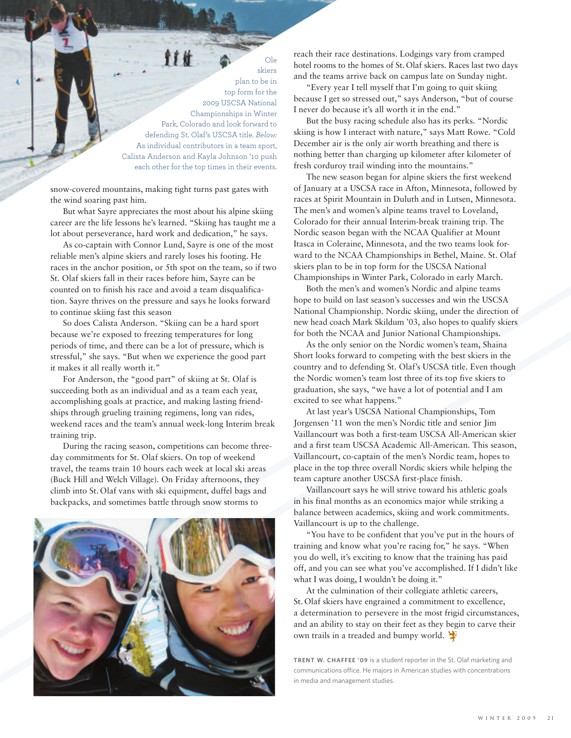Ole skiers plan to be in top form for the 2009 USCSA National Championships in Winter Park, Colorado and look forward to defending St. Olaf's USCSA title. *Below:* As individual contributors in a team sport, Calista Anderson and Kayla Johnson '10 push each other for the top times in their events.

snow-covered mountains, making tight turns past gates with the wind soaring past him.

But what Sayre appreciates the most about his alpine skiing career are the life lessons he's learned. "Skiing has taught me a lot about perseverance, hard work and dedication," he says.

As co-captain with Connor Lund, Sayre is one of the most reliable men's alpine skiers and rarely loses his footing. He races in the anchor position, or 5th spot on the team, so if two St. Olaf skiers fall in their races before him, Sayre can be counted on to finish his race and avoid a team disqualification. Sayre thrives on the pressure and says he looks forward to continue skiing fast this season

So does Calista Anderson. "Skiing can be a hard sport because we're exposed to freezing temperatures for long periods of time, and there can be a lot of pressure, which is stressful," she says. "But when we experience the good part it makes it all really worth it."

For Anderson, the "good part" of skiing at St. Olaf is succeeding both as an individual and as a team each year, accomplishing goals at practice, and making lasting friendships through grueling training regimens, long van rides, weekend races and the team's annual week-long Interim break training trip.

During the racing season, competitions can become three-day commitments for St. Olaf skiers. On top of weekend travel, the teams train 10 hours each week at local ski areas (Buck Hill and Welch Village). On Friday afternoons, they climb into St. Olaf vans with ski equipment, duffel bags and backpacks, and sometimes battle through snow storms to reach their race destinations. Lodgings vary from cramped hotel rooms to the homes of St. Olaf skiers. Races last two days and the teams arrive back on campus late on Sunday night.

"Every year I tell myself that I'm going to quit skiing because I get so stressed out," says Anderson, "but of course I never do because it's all worth it in the end."

But the busy racing schedule also has its perks. "Nordic skiing is how I interact with nature," says Matt Rowe. "Cold December air is the only air worth breathing and there is nothing better than charging up kilometer after kilometer of fresh corduroy trail winding into the mountains."

The new season began for alpine skiers the first weekend of January at a USCSA race in Afton, Minnesota, followed by races at Spirit Mountain in Duluth and in Lutsen, Minnesota. The men's and women's alpine teams travel to Loveland, Colorado for their annual Interim-break training trip. The Nordic season began with the NCAA Qualifier at Mount Itasca in Coleraine, Minnesota, and the two teams look forward to the NCAA Championships in Bethel, Maine. St. Olaf skiers plan to be in top form for the USCSA National Championships in Winter Park, Colorado in early March.

Both the men's and women's Nordic and alpine teams hope to build on last season's successes and win the USCSA National Championship. Nordic skiing, under the direction of new head coach Mark Skildum '03, also hopes to qualify skiers for both the NCAA and Junior National Championships.

As the only senior on the Nordic women's team, Shaina Short looks forward to competing with the best skiers in the country and to defending St. Olaf's USCSA title. Even though the Nordic women's team lost three of its top five skiers to graduation, she says, "we have a lot of potential and I am excited to see what happens."

At last year's USCSA National Championships, Tom Jorgensen '11 won the men's Nordic title and senior Jim Vaillancourt was both a first-team USCSA All-American skier and a first team USCSA Academic All-American. This season, Vaillancourt, co-captain of the men's Nordic team, hopes to place in the top three overall Nordic skiers while helping the team capture another USCSA first-place finish.

Vaillancourt says he will strive toward his athletic goals in his final months as an economics major while striking a balance between academics, skiing and work commitments. Vaillancourt is up to the challenge.

"You have to be confident that you've put in the hours of training and know what you're racing for," he says. "When you do well, it's exciting to know that the training has paid off, and you can see what you've accomplished. If I didn't like what I was doing, I wouldn't be doing it."

At the culmination of their collegiate athletic careers, St. Olaf skiers have engrained a commitment to excellence, a determination to persevere in the most frigid circumstances, and an ability to stay on their feet as they begin to carve their own trails in a treaded and bumpy world.

**TRENT W. CHAFFEE '09** is a student reporter in the St. Olaf marketing and communications office. He majors in American studies with concentrations in media and management studies.